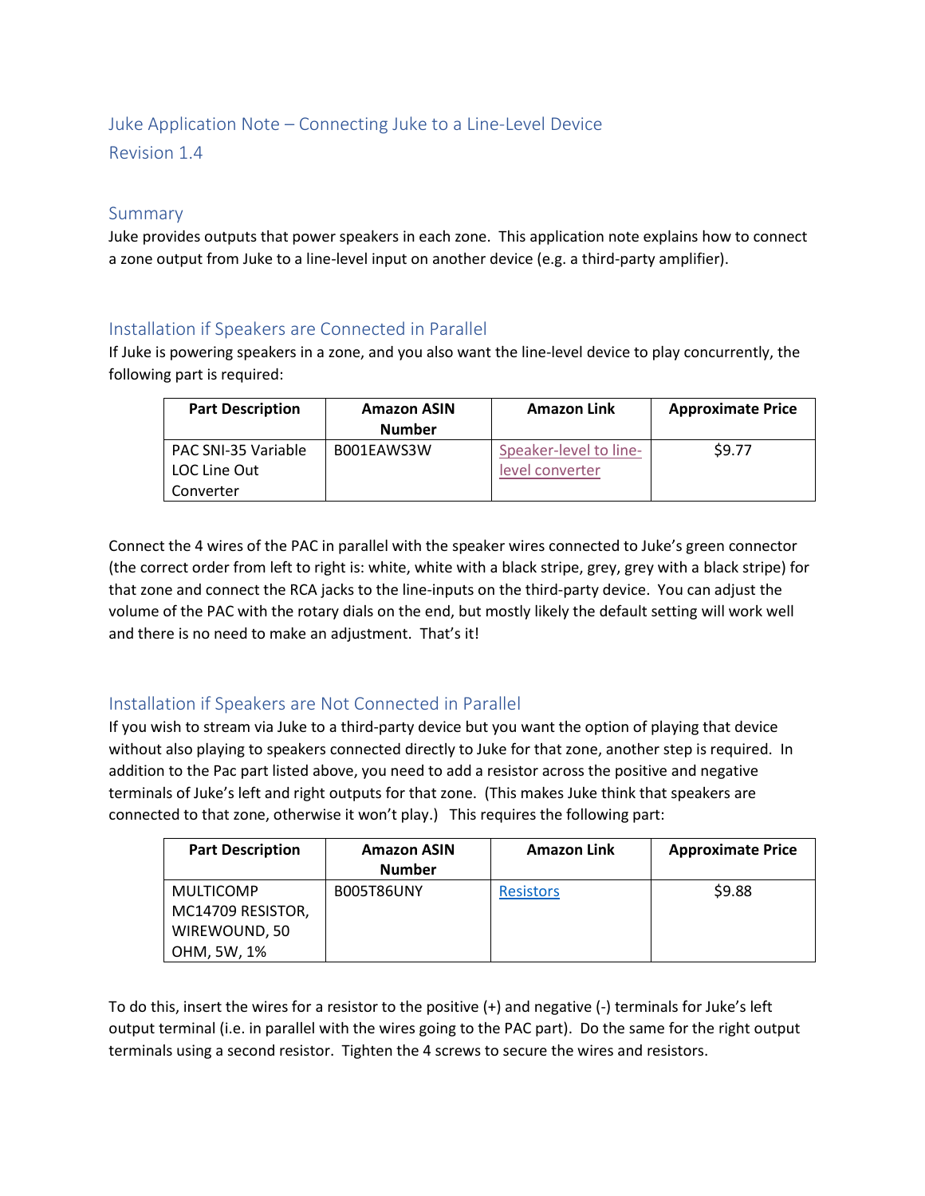# Juke Application Note – Connecting Juke to a Line-Level Device

Revision 1.4

## Summary

Juke provides outputs that power speakers in each zone. This application note explains how to connect a zone output from Juke to a line-level input on another device (e.g. a third-party amplifier).

## Installation if Speakers are Connected in Parallel

If Juke is powering speakers in a zone, and you also want the line-level device to play concurrently, the following part is required:

| Part Description | Amazon ASIN Number | Amazon Link | Approximate Price |
|---|---|---|---|
| PAC SNI-35 Variable LOC Line Out Converter | B001EAWS3W | Speaker-level to line-level converter | $9.77 |

Connect the 4 wires of the PAC in parallel with the speaker wires connected to Juke's green connector (the correct order from left to right is: white, white with a black stripe, grey, grey with a black stripe) for that zone and connect the RCA jacks to the line-inputs on the third-party device. You can adjust the volume of the PAC with the rotary dials on the end, but mostly likely the default setting will work well and there is no need to make an adjustment. That's it!

## Installation if Speakers are Not Connected in Parallel

If you wish to stream via Juke to a third-party device but you want the option of playing that device without also playing to speakers connected directly to Juke for that zone, another step is required. In addition to the Pac part listed above, you need to add a resistor across the positive and negative terminals of Juke's left and right outputs for that zone. (This makes Juke think that speakers are connected to that zone, otherwise it won't play.) This requires the following part:

| Part Description | Amazon ASIN Number | Amazon Link | Approximate Price |
|---|---|---|---|
| MULTICOMP MC14709 RESISTOR, WIREWOUND, 50 OHM, 5W, 1% | B005T86UNY | Resistors | $9.88 |

To do this, insert the wires for a resistor to the positive (+) and negative (-) terminals for Juke's left output terminal (i.e. in parallel with the wires going to the PAC part). Do the same for the right output terminals using a second resistor. Tighten the 4 screws to secure the wires and resistors.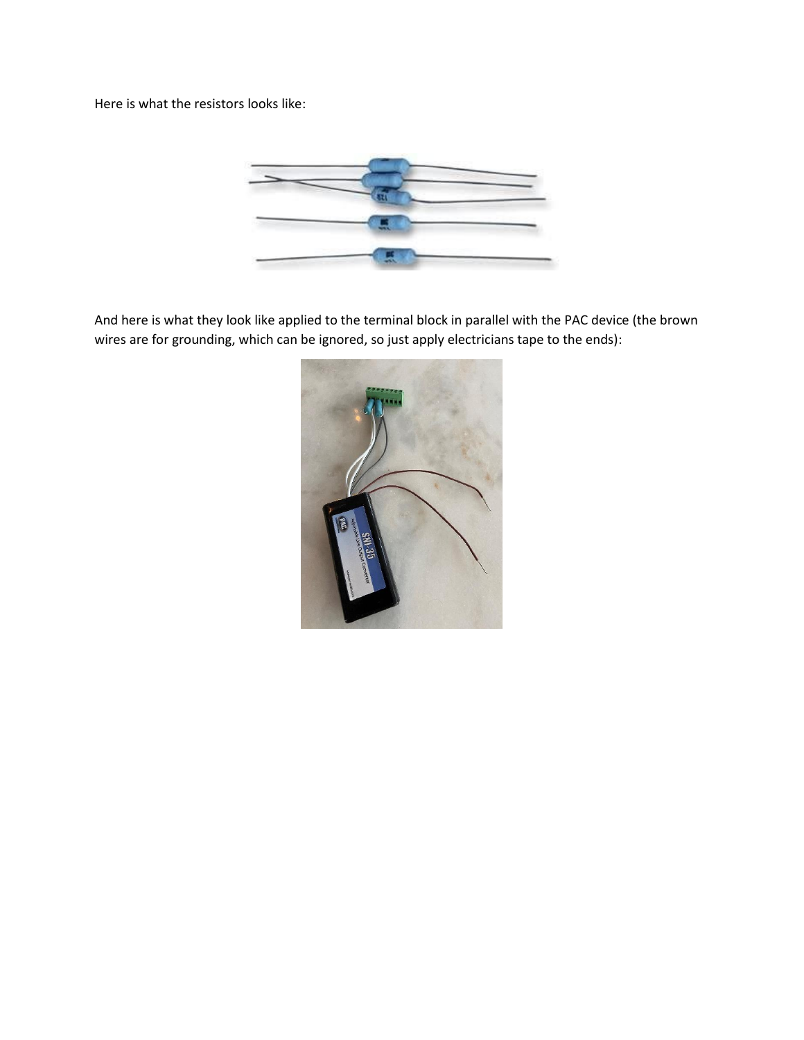Here is what the resistors looks like:

And here is what they look like applied to the terminal block in parallel with the PAC device (the brown wires are for grounding, which can be ignored, so just apply electricians tape to the ends):